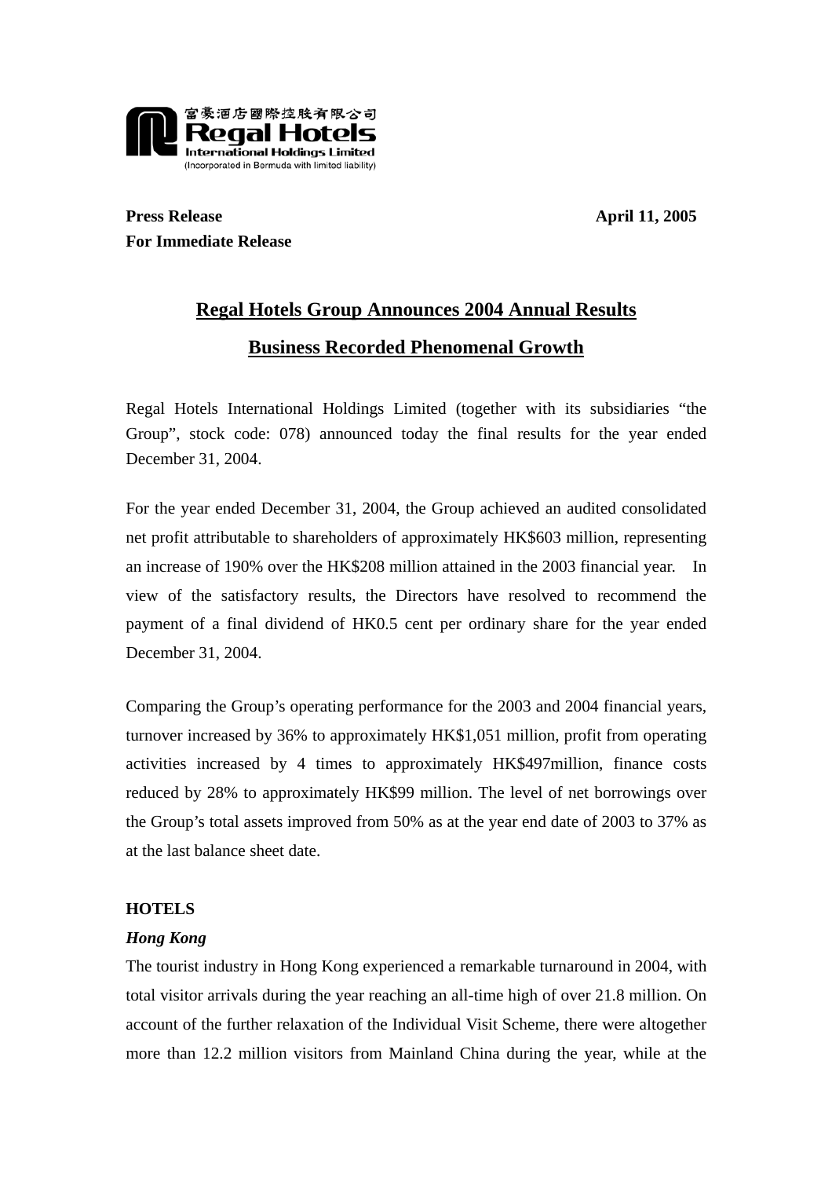富豪酒店國際控股有限公司
Regal Hotels
International Holdings Limited
(Incorporated in Bermuda with limited liability)

**Press Release** **April 11, 2005**
**For Immediate Release**

# Regal Hotels Group Announces 2004 Annual Results

## Business Recorded Phenomenal Growth

Regal Hotels International Holdings Limited (together with its subsidiaries "the Group", stock code: 078) announced today the final results for the year ended December 31, 2004.

For the year ended December 31, 2004, the Group achieved an audited consolidated net profit attributable to shareholders of approximately HK$603 million, representing an increase of 190% over the HK$208 million attained in the 2003 financial year. In view of the satisfactory results, the Directors have resolved to recommend the payment of a final dividend of HK0.5 cent per ordinary share for the year ended December 31, 2004.

Comparing the Group's operating performance for the 2003 and 2004 financial years, turnover increased by 36% to approximately HK$1,051 million, profit from operating activities increased by 4 times to approximately HK$497million, finance costs reduced by 28% to approximately HK$99 million. The level of net borrowings over the Group's total assets improved from 50% as at the year end date of 2003 to 37% as at the last balance sheet date.

**HOTELS**

***Hong Kong***

The tourist industry in Hong Kong experienced a remarkable turnaround in 2004, with total visitor arrivals during the year reaching an all-time high of over 21.8 million. On account of the further relaxation of the Individual Visit Scheme, there were altogether more than 12.2 million visitors from Mainland China during the year, while at the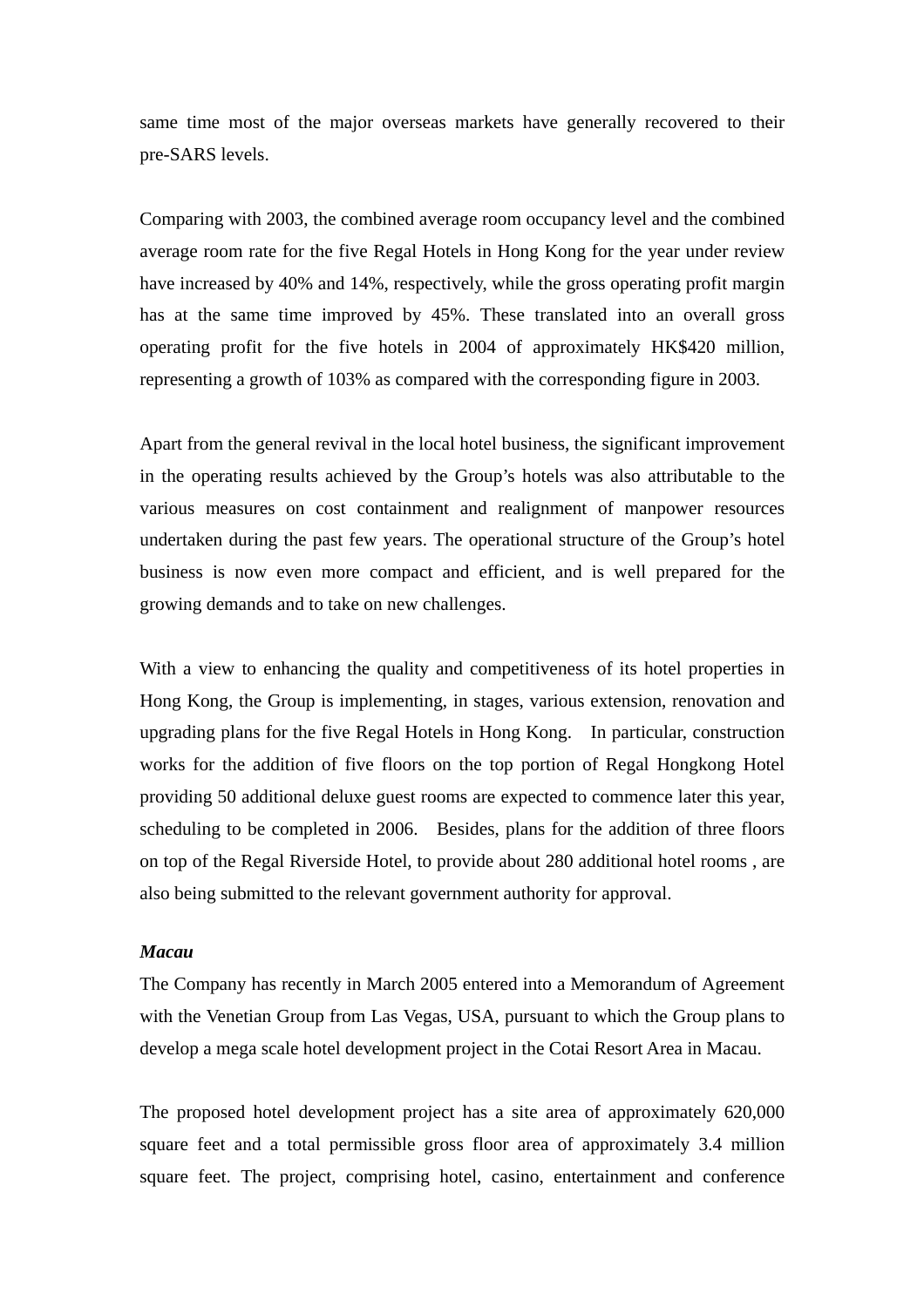same time most of the major overseas markets have generally recovered to their pre-SARS levels.

Comparing with 2003, the combined average room occupancy level and the combined average room rate for the five Regal Hotels in Hong Kong for the year under review have increased by 40% and 14%, respectively, while the gross operating profit margin has at the same time improved by 45%. These translated into an overall gross operating profit for the five hotels in 2004 of approximately HK$420 million, representing a growth of 103% as compared with the corresponding figure in 2003.

Apart from the general revival in the local hotel business, the significant improvement in the operating results achieved by the Group's hotels was also attributable to the various measures on cost containment and realignment of manpower resources undertaken during the past few years. The operational structure of the Group's hotel business is now even more compact and efficient, and is well prepared for the growing demands and to take on new challenges.

With a view to enhancing the quality and competitiveness of its hotel properties in Hong Kong, the Group is implementing, in stages, various extension, renovation and upgrading plans for the five Regal Hotels in Hong Kong. In particular, construction works for the addition of five floors on the top portion of Regal Hongkong Hotel providing 50 additional deluxe guest rooms are expected to commence later this year, scheduling to be completed in 2006. Besides, plans for the addition of three floors on top of the Regal Riverside Hotel, to provide about 280 additional hotel rooms , are also being submitted to the relevant government authority for approval.

***Macau***

The Company has recently in March 2005 entered into a Memorandum of Agreement with the Venetian Group from Las Vegas, USA, pursuant to which the Group plans to develop a mega scale hotel development project in the Cotai Resort Area in Macau.

The proposed hotel development project has a site area of approximately 620,000 square feet and a total permissible gross floor area of approximately 3.4 million square feet. The project, comprising hotel, casino, entertainment and conference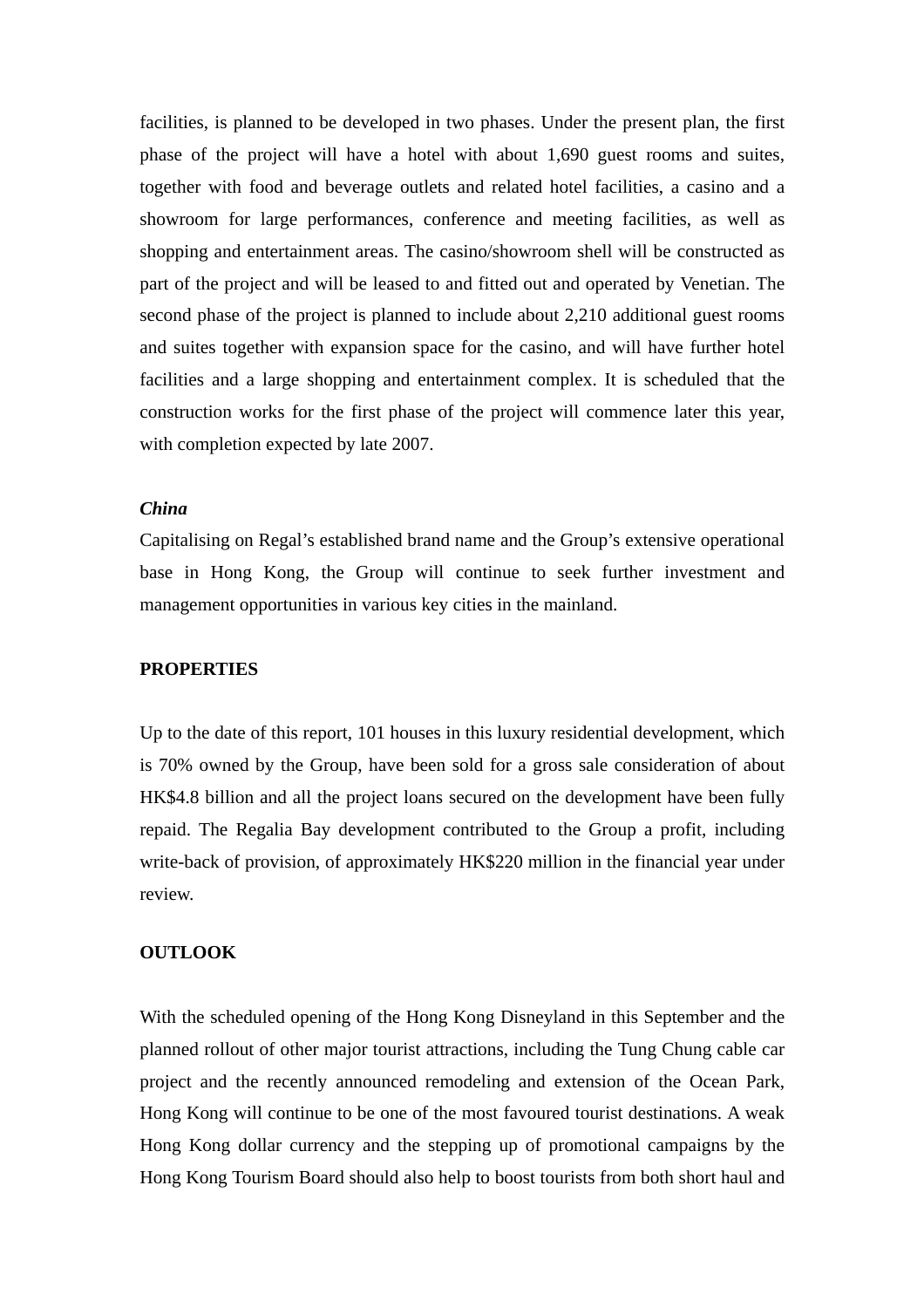facilities, is planned to be developed in two phases. Under the present plan, the first phase of the project will have a hotel with about 1,690 guest rooms and suites, together with food and beverage outlets and related hotel facilities, a casino and a showroom for large performances, conference and meeting facilities, as well as shopping and entertainment areas. The casino/showroom shell will be constructed as part of the project and will be leased to and fitted out and operated by Venetian. The second phase of the project is planned to include about 2,210 additional guest rooms and suites together with expansion space for the casino, and will have further hotel facilities and a large shopping and entertainment complex. It is scheduled that the construction works for the first phase of the project will commence later this year, with completion expected by late 2007.

***China***

Capitalising on Regal's established brand name and the Group's extensive operational base in Hong Kong, the Group will continue to seek further investment and management opportunities in various key cities in the mainland.

**PROPERTIES**

Up to the date of this report, 101 houses in this luxury residential development, which is 70% owned by the Group, have been sold for a gross sale consideration of about HK$4.8 billion and all the project loans secured on the development have been fully repaid. The Regalia Bay development contributed to the Group a profit, including write-back of provision, of approximately HK$220 million in the financial year under review.

**OUTLOOK**

With the scheduled opening of the Hong Kong Disneyland in this September and the planned rollout of other major tourist attractions, including the Tung Chung cable car project and the recently announced remodeling and extension of the Ocean Park, Hong Kong will continue to be one of the most favoured tourist destinations. A weak Hong Kong dollar currency and the stepping up of promotional campaigns by the Hong Kong Tourism Board should also help to boost tourists from both short haul and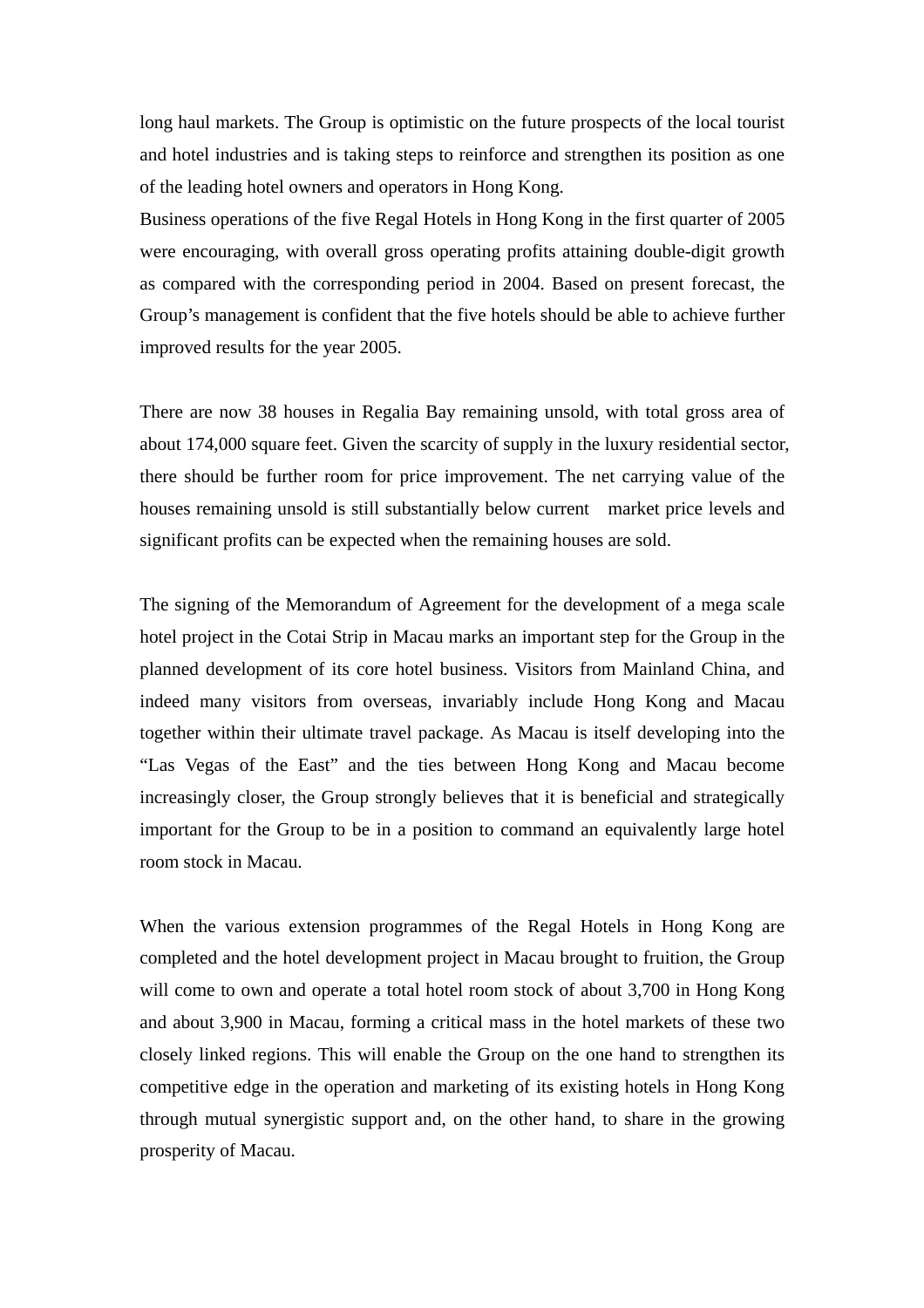long haul markets. The Group is optimistic on the future prospects of the local tourist and hotel industries and is taking steps to reinforce and strengthen its position as one of the leading hotel owners and operators in Hong Kong.

Business operations of the five Regal Hotels in Hong Kong in the first quarter of 2005 were encouraging, with overall gross operating profits attaining double-digit growth as compared with the corresponding period in 2004. Based on present forecast, the Group's management is confident that the five hotels should be able to achieve further improved results for the year 2005.

There are now 38 houses in Regalia Bay remaining unsold, with total gross area of about 174,000 square feet. Given the scarcity of supply in the luxury residential sector, there should be further room for price improvement. The net carrying value of the houses remaining unsold is still substantially below current market price levels and significant profits can be expected when the remaining houses are sold.

The signing of the Memorandum of Agreement for the development of a mega scale hotel project in the Cotai Strip in Macau marks an important step for the Group in the planned development of its core hotel business. Visitors from Mainland China, and indeed many visitors from overseas, invariably include Hong Kong and Macau together within their ultimate travel package. As Macau is itself developing into the "Las Vegas of the East" and the ties between Hong Kong and Macau become increasingly closer, the Group strongly believes that it is beneficial and strategically important for the Group to be in a position to command an equivalently large hotel room stock in Macau.

When the various extension programmes of the Regal Hotels in Hong Kong are completed and the hotel development project in Macau brought to fruition, the Group will come to own and operate a total hotel room stock of about 3,700 in Hong Kong and about 3,900 in Macau, forming a critical mass in the hotel markets of these two closely linked regions. This will enable the Group on the one hand to strengthen its competitive edge in the operation and marketing of its existing hotels in Hong Kong through mutual synergistic support and, on the other hand, to share in the growing prosperity of Macau.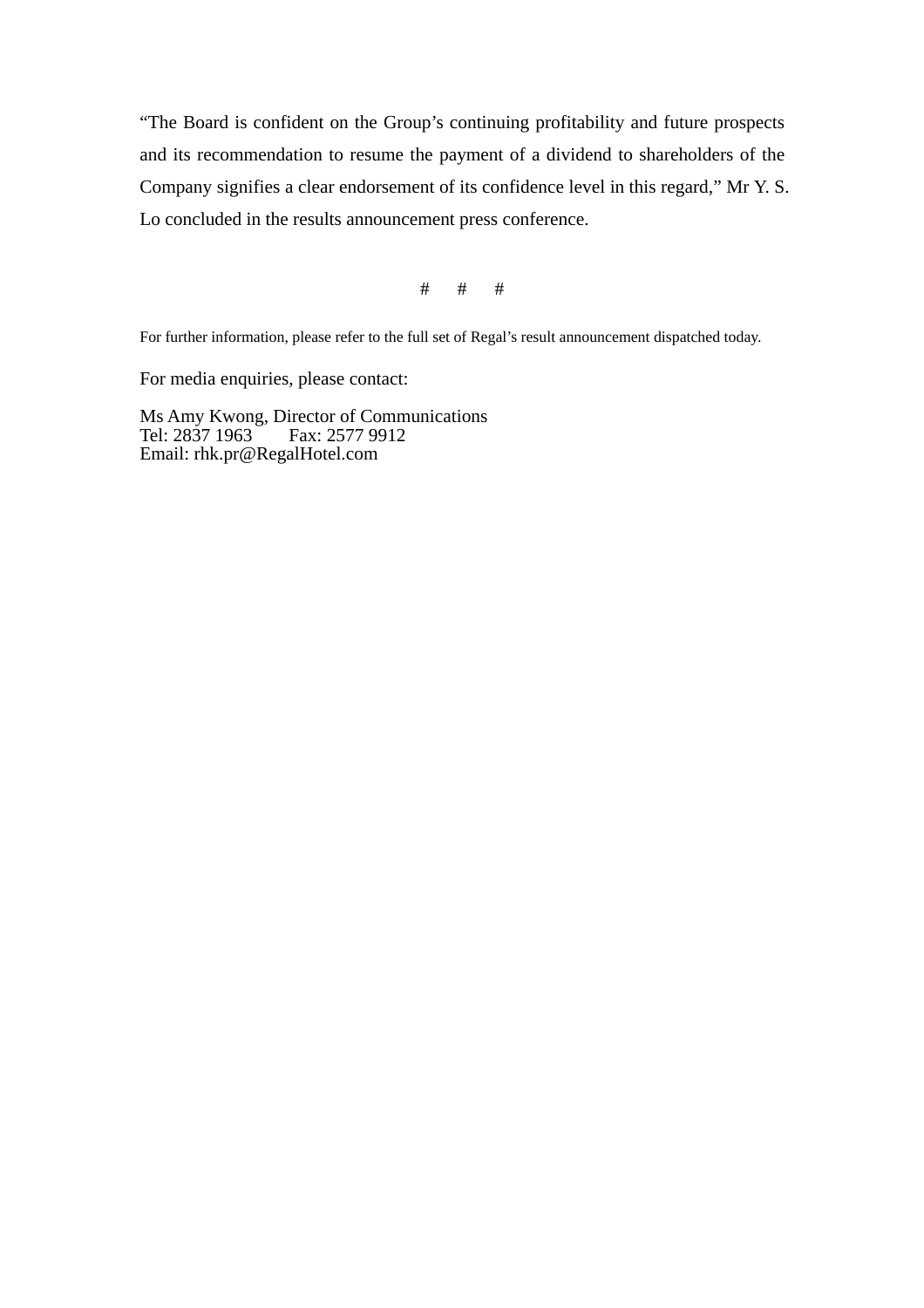"The Board is confident on the Group's continuing profitability and future prospects and its recommendation to resume the payment of a dividend to shareholders of the Company signifies a clear endorsement of its confidence level in this regard," Mr Y. S. Lo concluded in the results announcement press conference.

# # #

For further information, please refer to the full set of Regal's result announcement dispatched today.

For media enquiries, please contact:

Ms Amy Kwong, Director of Communications
Tel: 2837 1963 Fax: 2577 9912
Email: rhk.pr@RegalHotel.com